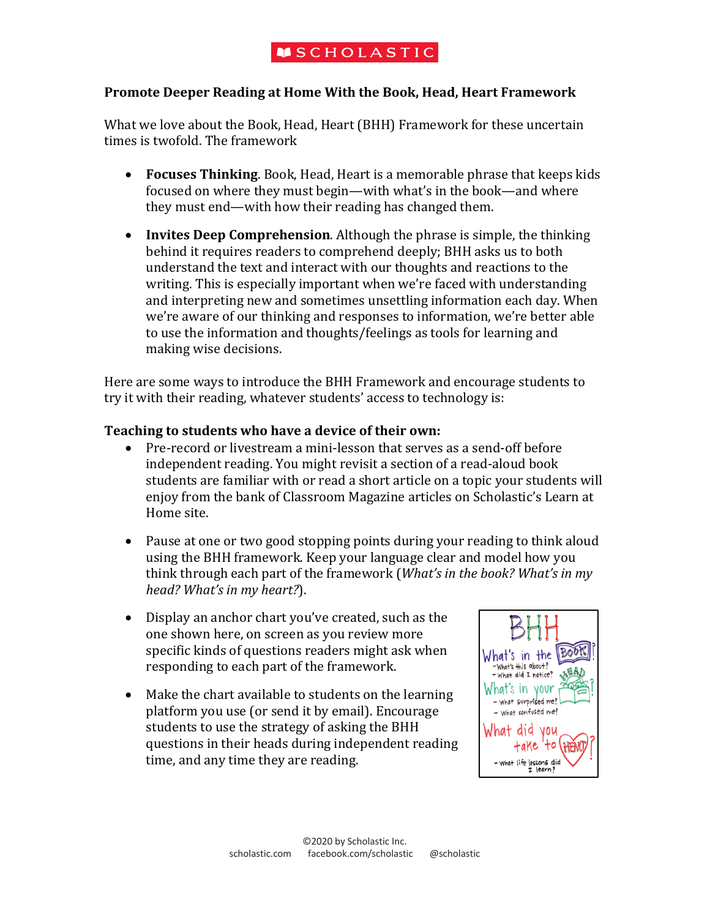**SCHOLASTIC**

## Promote Deeper Reading at Home With the Book, Head, Heart Framework

What we love about the Book, Head, Heart (BHH) Framework for these uncertain times is twofold. The framework

- **Focuses Thinking**. Book, Head, Heart is a memorable phrase that keeps kids focused on where they must begin—with what's in the book—and where they must end—with how their reading has changed them.
- **Invites Deep Comprehension**. Although the phrase is simple, the thinking behind it requires readers to comprehend deeply; BHH asks us to both understand the text and interact with our thoughts and reactions to the writing. This is especially important when we're faced with understanding and interpreting new and sometimes unsettling information each day. When we're aware of our thinking and responses to information, we're better able to use the information and thoughts/feelings as tools for learning and making wise decisions.

Here are some ways to introduce the BHH Framework and encourage students to try it with their reading, whatever students' access to technology is:

### Teaching to students who have a device of their own:

- Pre-record or livestream a mini-lesson that serves as a send-off before independent reading. You might revisit a section of a read-aloud book students are familiar with or read a short article on a topic your students will enjoy from the bank of Classroom Magazine articles on Scholastic's Learn at Home site.
- Pause at one or two good stopping points during your reading to think aloud using the BHH framework. Keep your language clear and model how you think through each part of the framework (*What's in the book? What's in my head? What's in my heart?*).
- Display an anchor chart you've created, such as the one shown here, on screen as you review more specific kinds of questions readers might ask when responding to each part of the framework.
- Make the chart available to students on the learning platform you use (or send it by email). Encourage students to use the strategy of asking the BHH questions in their heads during independent reading time, and any time they are reading.

BHH
What's in the BOOK?
- What's this about?
- What did I notice?
What's in your HEAD?
- What surprised me?
- What confused me?
What did you take to HEART?
- What life lessons did I learn?

©2020 by Scholastic Inc.
scholastic.com facebook.com/scholastic @scholastic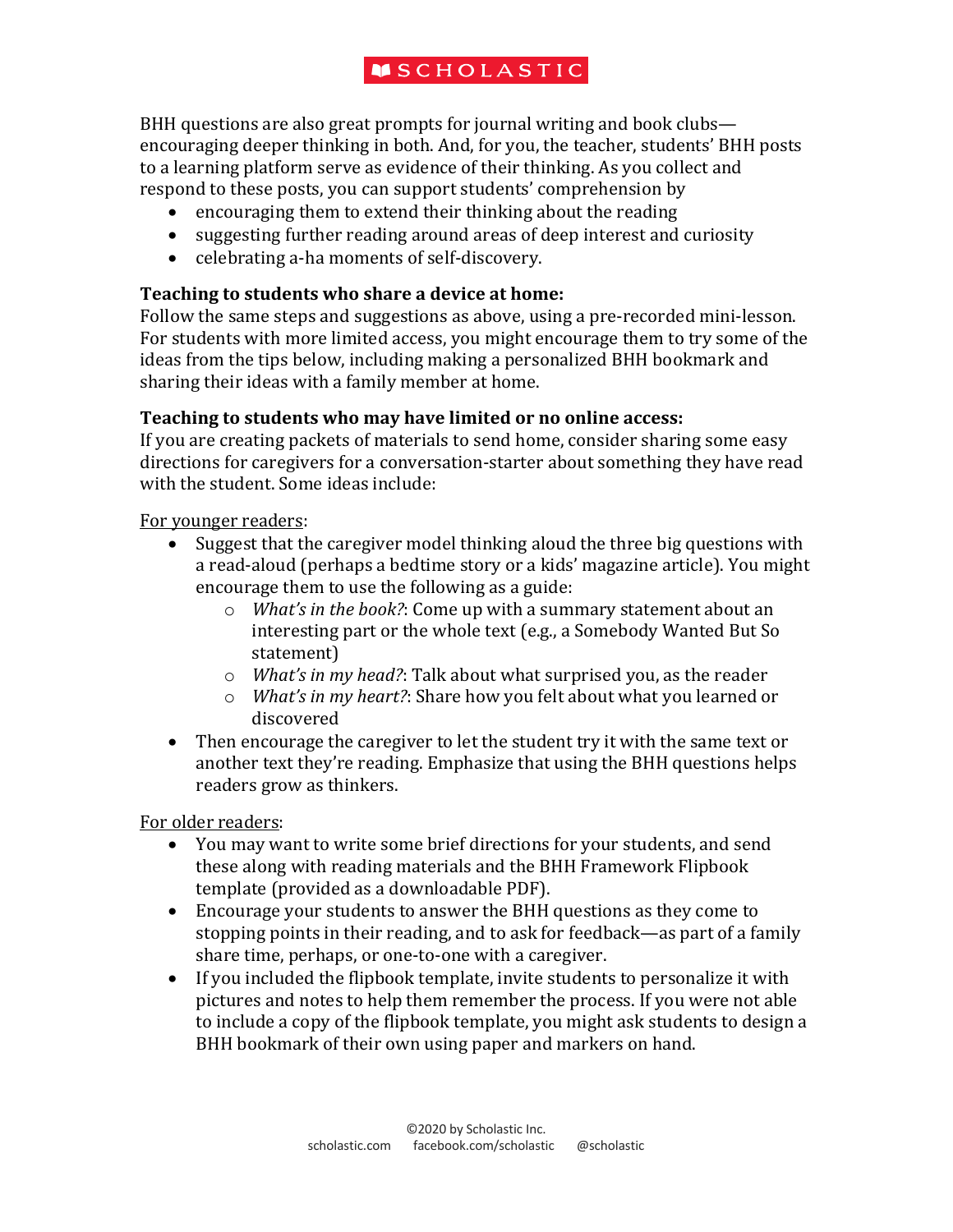BHH questions are also great prompts for journal writing and book clubs—encouraging deeper thinking in both. And, for you, the teacher, students' BHH posts to a learning platform serve as evidence of their thinking. As you collect and respond to these posts, you can support students' comprehension by

- encouraging them to extend their thinking about the reading
- suggesting further reading around areas of deep interest and curiosity
- celebrating a-ha moments of self-discovery.

**Teaching to students who share a device at home:**
Follow the same steps and suggestions as above, using a pre-recorded mini-lesson. For students with more limited access, you might encourage them to try some of the ideas from the tips below, including making a personalized BHH bookmark and sharing their ideas with a family member at home.

**Teaching to students who may have limited or no online access:**
If you are creating packets of materials to send home, consider sharing some easy directions for caregivers for a conversation-starter about something they have read with the student. Some ideas include:

<u>For younger readers</u>:

- Suggest that the caregiver model thinking aloud the three big questions with a read-aloud (perhaps a bedtime story or a kids' magazine article). You might encourage them to use the following as a guide:
  - *What's in the book?*: Come up with a summary statement about an interesting part or the whole text (e.g., a Somebody Wanted But So statement)
  - *What's in my head?*: Talk about what surprised you, as the reader
  - *What's in my heart?*: Share how you felt about what you learned or discovered
- Then encourage the caregiver to let the student try it with the same text or another text they're reading. Emphasize that using the BHH questions helps readers grow as thinkers.

<u>For older readers</u>:

- You may want to write some brief directions for your students, and send these along with reading materials and the BHH Framework Flipbook template (provided as a downloadable PDF).
- Encourage your students to answer the BHH questions as they come to stopping points in their reading, and to ask for feedback—as part of a family share time, perhaps, or one-to-one with a caregiver.
- If you included the flipbook template, invite students to personalize it with pictures and notes to help them remember the process. If you were not able to include a copy of the flipbook template, you might ask students to design a BHH bookmark of their own using paper and markers on hand.